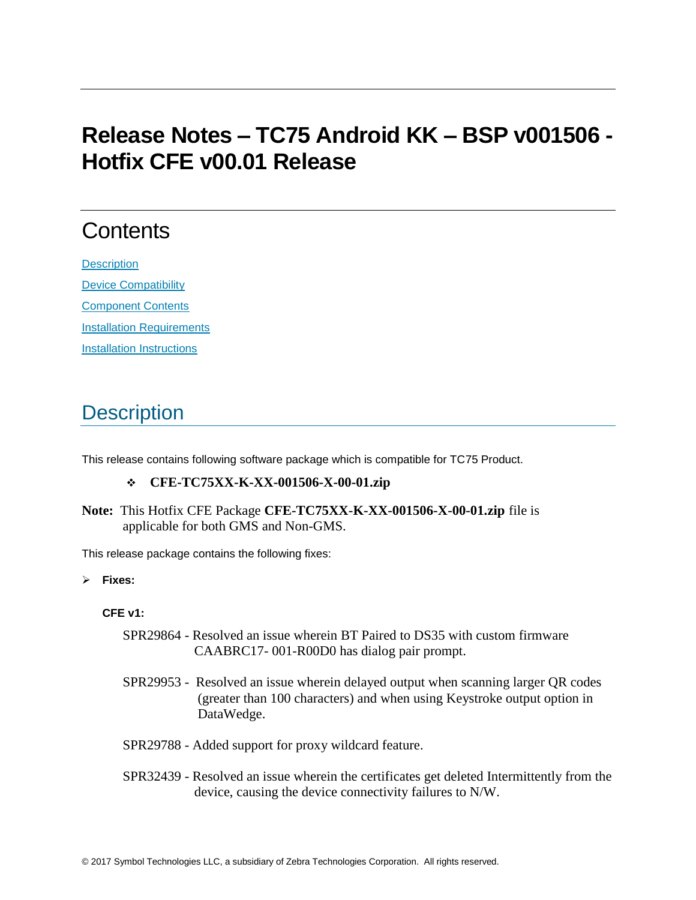# Release Notes – TC75 Android KK – BSP v001506 - Hotfix CFE v00.01 Release

## Contents

[Description](#description)

[Device Compatibility](#device-compatibility)

[Component Contents](#component-contents)

[Installation Requirements](#installation-requirements)

[Installation Instructions](#installation-instructions)

## Description

This release contains following software package which is compatible for TC75 Product.

- **CFE-TC75XX-K-XX-001506-X-00-01.zip**

**Note:** This Hotfix CFE Package **CFE-TC75XX-K-XX-001506-X-00-01.zip** file is applicable for both GMS and Non-GMS.

This release package contains the following fixes:

- **Fixes:**

**CFE v1:**

SPR29864 - Resolved an issue wherein BT Paired to DS35 with custom firmware CAABRC17- 001-R00D0 has dialog pair prompt.

SPR29953 - Resolved an issue wherein delayed output when scanning larger QR codes (greater than 100 characters) and when using Keystroke output option in DataWedge.

SPR29788 - Added support for proxy wildcard feature.

SPR32439 - Resolved an issue wherein the certificates get deleted Intermittently from the device, causing the device connectivity failures to N/W.

© 2017 Symbol Technologies LLC, a subsidiary of Zebra Technologies Corporation. All rights reserved.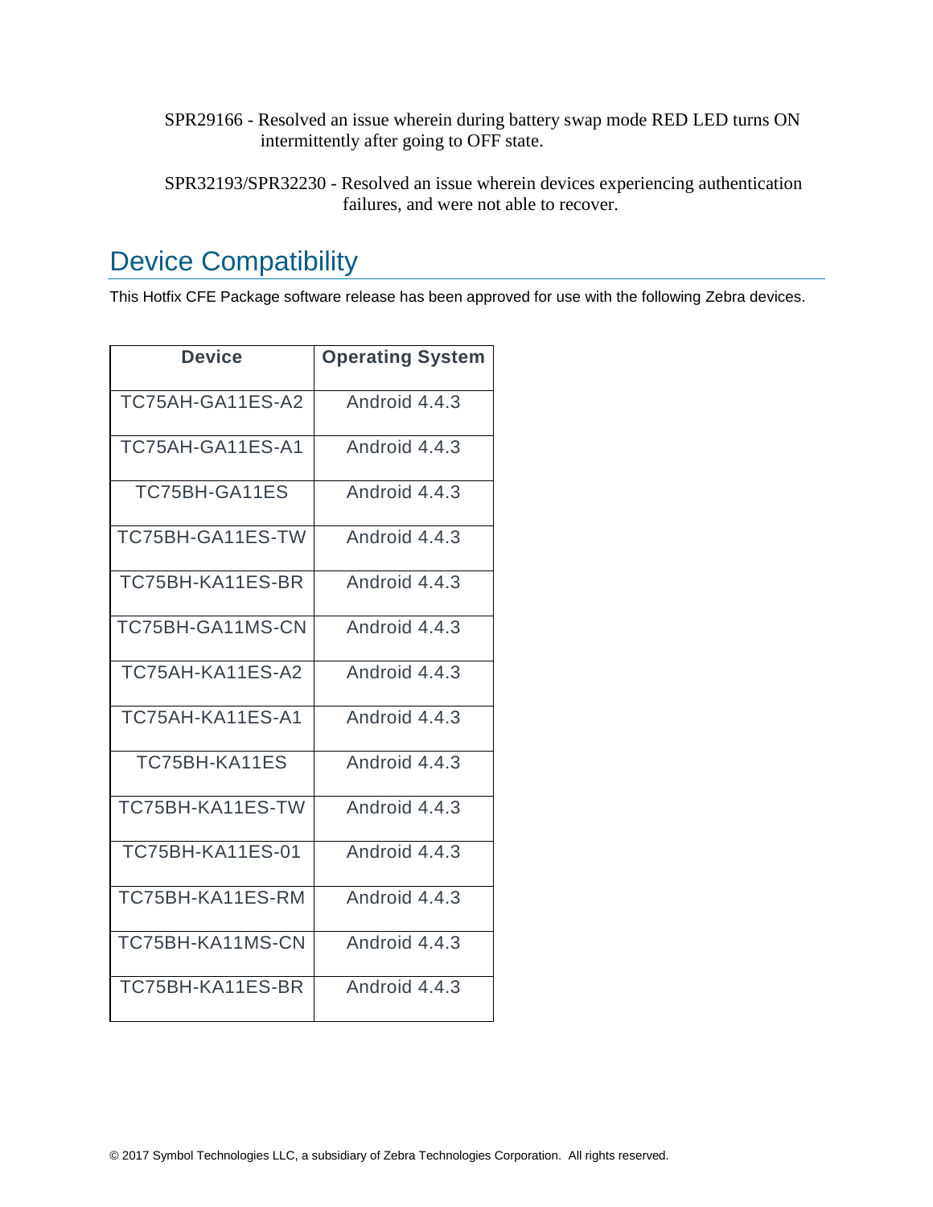SPR29166 - Resolved an issue wherein during battery swap mode RED LED turns ON intermittently after going to OFF state.

SPR32193/SPR32230 - Resolved an issue wherein devices experiencing authentication failures, and were not able to recover.

## Device Compatibility

This Hotfix CFE Package software release has been approved for use with the following Zebra devices.

| Device | Operating System |
|---|---|
| TC75AH-GA11ES-A2 | Android 4.4.3 |
| TC75AH-GA11ES-A1 | Android 4.4.3 |
| TC75BH-GA11ES | Android 4.4.3 |
| TC75BH-GA11ES-TW | Android 4.4.3 |
| TC75BH-KA11ES-BR | Android 4.4.3 |
| TC75BH-GA11MS-CN | Android 4.4.3 |
| TC75AH-KA11ES-A2 | Android 4.4.3 |
| TC75AH-KA11ES-A1 | Android 4.4.3 |
| TC75BH-KA11ES | Android 4.4.3 |
| TC75BH-KA11ES-TW | Android 4.4.3 |
| TC75BH-KA11ES-01 | Android 4.4.3 |
| TC75BH-KA11ES-RM | Android 4.4.3 |
| TC75BH-KA11MS-CN | Android 4.4.3 |
| TC75BH-KA11ES-BR | Android 4.4.3 |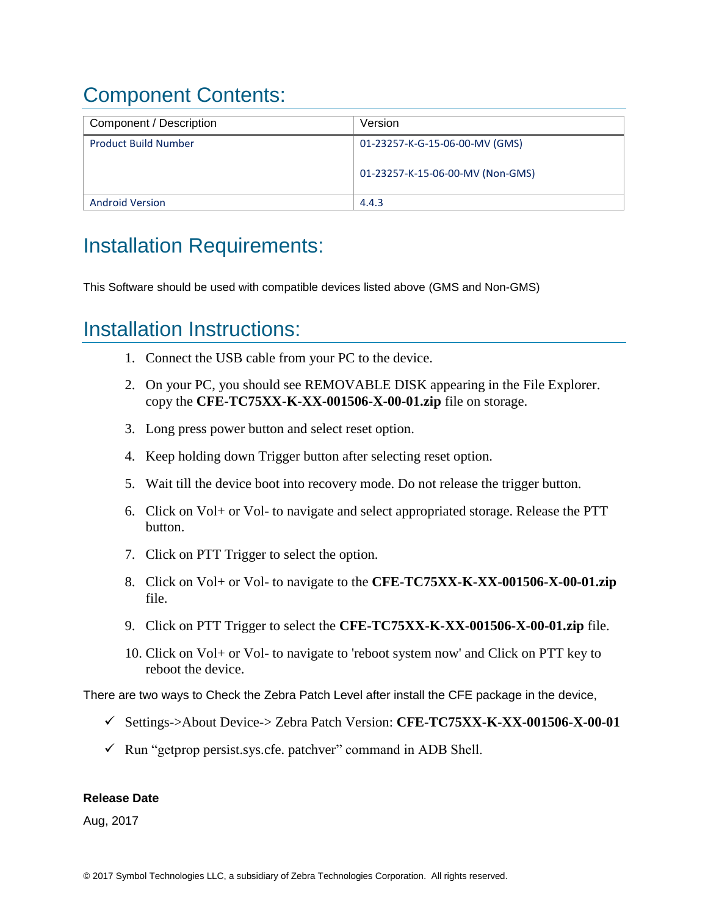## Component Contents:

| Component / Description | Version |
| --- | --- |
| Product Build Number | 01-23257-K-G-15-06-00-MV (GMS)<br><br>01-23257-K-15-06-00-MV (Non-GMS) |
| Android Version | 4.4.3 |

## Installation Requirements:

This Software should be used with compatible devices listed above (GMS and Non-GMS)

## Installation Instructions:

1. Connect the USB cable from your PC to the device.
2. On your PC, you should see REMOVABLE DISK appearing in the File Explorer. copy the **CFE-TC75XX-K-XX-001506-X-00-01.zip** file on storage.
3. Long press power button and select reset option.
4. Keep holding down Trigger button after selecting reset option.
5. Wait till the device boot into recovery mode. Do not release the trigger button.
6. Click on Vol+ or Vol- to navigate and select appropriated storage. Release the PTT button.
7. Click on PTT Trigger to select the option.
8. Click on Vol+ or Vol- to navigate to the **CFE-TC75XX-K-XX-001506-X-00-01.zip** file.
9. Click on PTT Trigger to select the **CFE-TC75XX-K-XX-001506-X-00-01.zip** file.
10. Click on Vol+ or Vol- to navigate to 'reboot system now' and Click on PTT key to reboot the device.

There are two ways to Check the Zebra Patch Level after install the CFE package in the device,

- ✓ Settings->About Device-> Zebra Patch Version: **CFE-TC75XX-K-XX-001506-X-00-01**
- ✓ Run "getprop persist.sys.cfe. patchver" command in ADB Shell.

**Release Date**

Aug, 2017

© 2017 Symbol Technologies LLC, a subsidiary of Zebra Technologies Corporation. All rights reserved.